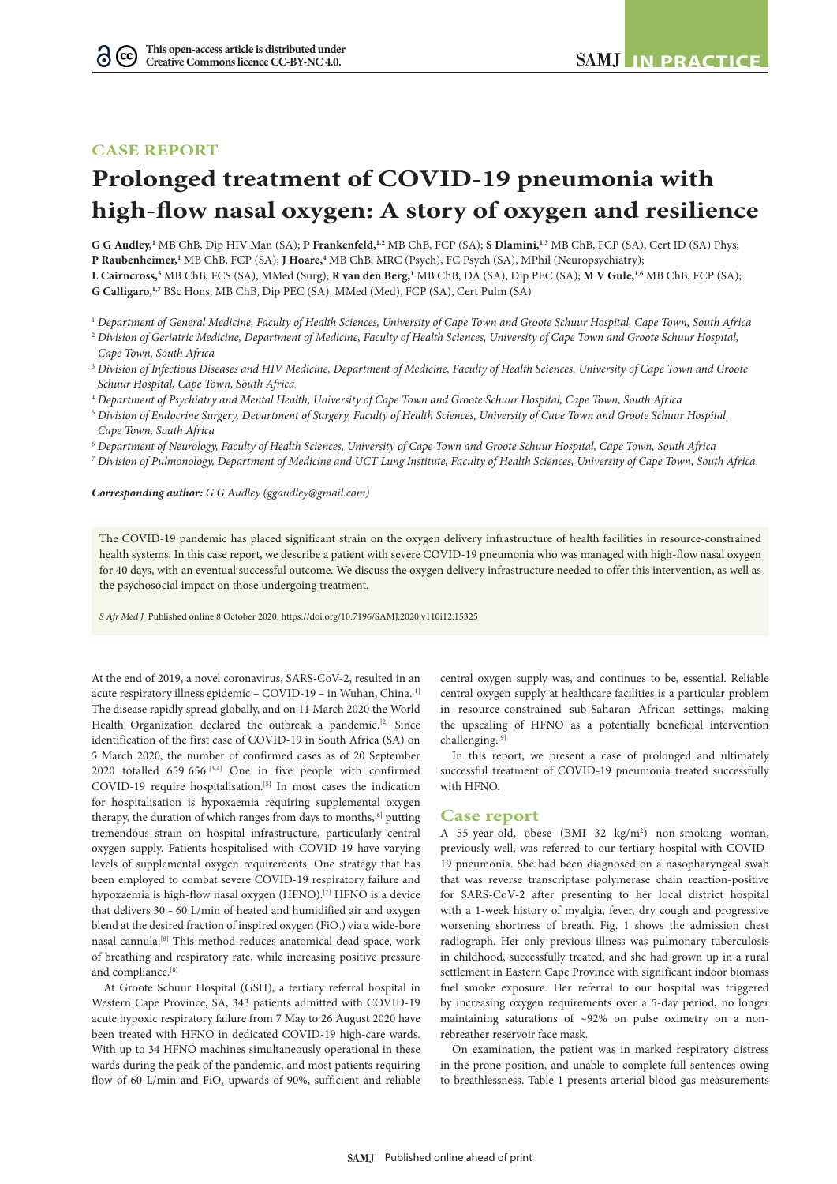CASE REPORT

# Prolonged treatment of COVID-19 pneumonia with high-flow nasal oxygen: A story of oxygen and resilience

**G G Audley,**[1] MB ChB, Dip HIV Man (SA); **P Frankenfeld,**[1,2] MB ChB, FCP (SA); **S Dlamini,**[1,3] MB ChB, FCP (SA), Cert ID (SA) Phys; **P Raubenheimer,**[1] MB ChB, FCP (SA); **J Hoare,**[4] MB ChB, MRC (Psych), FC Psych (SA), MPhil (Neuropsychiatry); **L Cairncross,**[5] MB ChB, FCS (SA), MMed (Surg); **R van den Berg,**[1] MB ChB, DA (SA), Dip PEC (SA); **M V Gule,**[1,6] MB ChB, FCP (SA); **G Calligaro,**[1,7] BSc Hons, MB ChB, Dip PEC (SA), MMed (Med), FCP (SA), Cert Pulm (SA)

[1] *Department of General Medicine, Faculty of Health Sciences, University of Cape Town and Groote Schuur Hospital, Cape Town, South Africa*
[2] *Division of Geriatric Medicine, Department of Medicine, Faculty of Health Sciences, University of Cape Town and Groote Schuur Hospital, Cape Town, South Africa*
[3] *Division of Infectious Diseases and HIV Medicine, Department of Medicine, Faculty of Health Sciences, University of Cape Town and Groote Schuur Hospital, Cape Town, South Africa*
[4] *Department of Psychiatry and Mental Health, University of Cape Town and Groote Schuur Hospital, Cape Town, South Africa*
[5] *Division of Endocrine Surgery, Department of Surgery, Faculty of Health Sciences, University of Cape Town and Groote Schuur Hospital, Cape Town, South Africa*
[6] *Department of Neurology, Faculty of Health Sciences, University of Cape Town and Groote Schuur Hospital, Cape Town, South Africa*
[7] *Division of Pulmonology, Department of Medicine and UCT Lung Institute, Faculty of Health Sciences, University of Cape Town, South Africa*

***Corresponding author:*** *G G Audley (ggaudley@gmail.com)*

The COVID-19 pandemic has placed significant strain on the oxygen delivery infrastructure of health facilities in resource-constrained health systems. In this case report, we describe a patient with severe COVID-19 pneumonia who was managed with high-flow nasal oxygen for 40 days, with an eventual successful outcome. We discuss the oxygen delivery infrastructure needed to offer this intervention, as well as the psychosocial impact on those undergoing treatment.

*S Afr Med J.* Published online 8 October 2020. https://doi.org/10.7196/SAMJ.2020.v110i12.15325

At the end of 2019, a novel coronavirus, SARS-CoV-2, resulted in an acute respiratory illness epidemic – COVID-19 – in Wuhan, China.[1] The disease rapidly spread globally, and on 11 March 2020 the World Health Organization declared the outbreak a pandemic.[2] Since identification of the first case of COVID-19 in South Africa (SA) on 5 March 2020, the number of confirmed cases as of 20 September 2020 totalled 659 656.[3,4] One in five people with confirmed COVID-19 require hospitalisation.[5] In most cases the indication for hospitalisation is hypoxaemia requiring supplemental oxygen therapy, the duration of which ranges from days to months,[6] putting tremendous strain on hospital infrastructure, particularly central oxygen supply. Patients hospitalised with COVID-19 have varying levels of supplemental oxygen requirements. One strategy that has been employed to combat severe COVID-19 respiratory failure and hypoxaemia is high-flow nasal oxygen (HFNO).[7] HFNO is a device that delivers 30 - 60 L/min of heated and humidified air and oxygen blend at the desired fraction of inspired oxygen ($FiO_2$) via a wide-bore nasal cannula.[8] This method reduces anatomical dead space, work of breathing and respiratory rate, while increasing positive pressure and compliance.[8]

At Groote Schuur Hospital (GSH), a tertiary referral hospital in Western Cape Province, SA, 343 patients admitted with COVID-19 acute hypoxic respiratory failure from 7 May to 26 August 2020 have been treated with HFNO in dedicated COVID-19 high-care wards. With up to 34 HFNO machines simultaneously operational in these wards during the peak of the pandemic, and most patients requiring flow of 60 L/min and $FiO_2$ upwards of 90%, sufficient and reliable central oxygen supply was, and continues to be, essential. Reliable central oxygen supply at healthcare facilities is a particular problem in resource-constrained sub-Saharan African settings, making the upscaling of HFNO as a potentially beneficial intervention challenging.[9]

In this report, we present a case of prolonged and ultimately successful treatment of COVID-19 pneumonia treated successfully with HFNO.

## Case report

A 55-year-old, obese (BMI 32 kg/m$^2$) non-smoking woman, previously well, was referred to our tertiary hospital with COVID-19 pneumonia. She had been diagnosed on a nasopharyngeal swab that was reverse transcriptase polymerase chain reaction-positive for SARS-CoV-2 after presenting to her local district hospital with a 1-week history of myalgia, fever, dry cough and progressive worsening shortness of breath. Fig. 1 shows the admission chest radiograph. Her only previous illness was pulmonary tuberculosis in childhood, successfully treated, and she had grown up in a rural settlement in Eastern Cape Province with significant indoor biomass fuel smoke exposure. Her referral to our hospital was triggered by increasing oxygen requirements over a 5-day period, no longer maintaining saturations of ~92% on pulse oximetry on a non-rebreather reservoir face mask.

On examination, the patient was in marked respiratory distress in the prone position, and unable to complete full sentences owing to breathlessness. Table 1 presents arterial blood gas measurements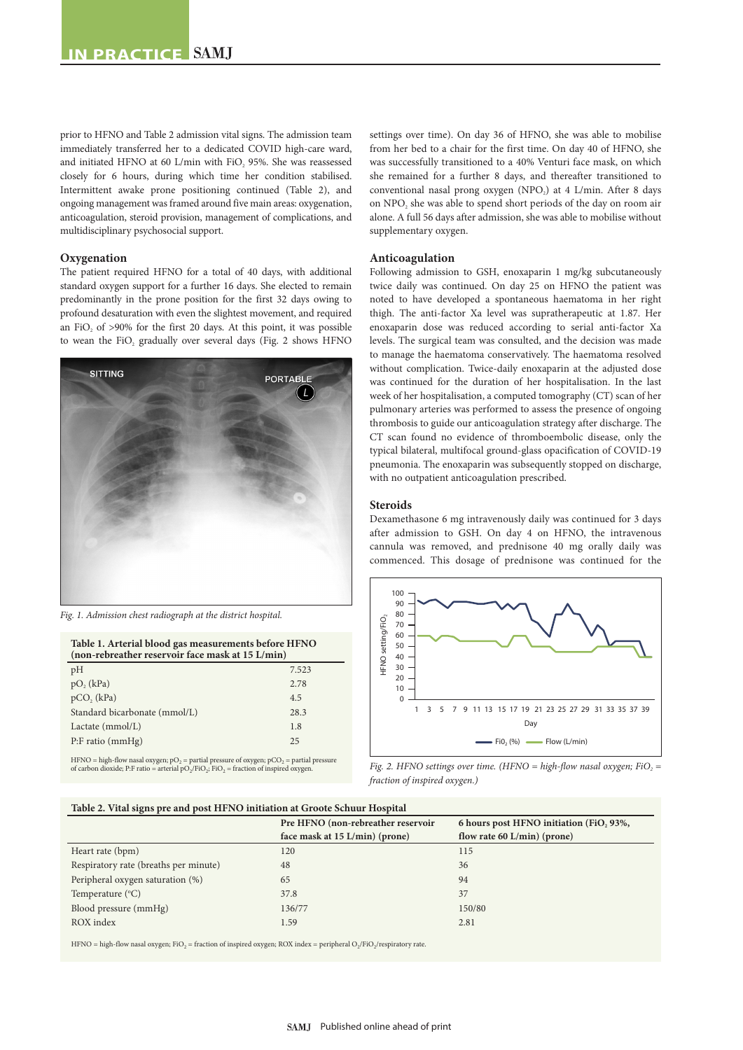prior to HFNO and Table 2 admission vital signs. The admission team immediately transferred her to a dedicated COVID high-care ward, and initiated HFNO at 60 L/min with $FiO_2$ 95%. She was reassessed closely for 6 hours, during which time her condition stabilised. Intermittent awake prone positioning continued (Table 2), and ongoing management was framed around five main areas: oxygenation, anticoagulation, steroid provision, management of complications, and multidisciplinary psychosocial support.

### Oxygenation

The patient required HFNO for a total of 40 days, with additional standard oxygen support for a further 16 days. She elected to remain predominantly in the prone position for the first 32 days owing to profound desaturation with even the slightest movement, and required an $FiO_2$ of >90% for the first 20 days. At this point, it was possible to wean the $FiO_2$ gradually over several days (Fig. 2 shows HFNO settings over time). On day 36 of HFNO, she was able to mobilise from her bed to a chair for the first time. On day 40 of HFNO, she was successfully transitioned to a 40% Venturi face mask, on which she remained for a further 8 days, and thereafter transitioned to conventional nasal prong oxygen ($NPO_2$) at 4 L/min. After 8 days on $NPO_2$ she was able to spend short periods of the day on room air alone. A full 56 days after admission, she was able to mobilise without supplementary oxygen.

*Fig. 1. Admission chest radiograph at the district hospital.*

**Table 1. Arterial blood gas measurements before HFNO (non-rebreather reservoir face mask at 15 L/min)**

| | |
|---|---|
| pH | 7.523 |
| $pO_2$ (kPa) | 2.78 |
| $pCO_2$ (kPa) | 4.5 |
| Standard bicarbonate (mmol/L) | 28.3 |
| Lactate (mmol/L) | 1.8 |
| P:F ratio (mmHg) | 25 |

HFNO = high-flow nasal oxygen; $pO_2$ = partial pressure of oxygen; $pCO_2$ = partial pressure of carbon dioxide; P:F ratio = arterial $pO_2$/$FiO_2$; $FiO_2$ = fraction of inspired oxygen.

### Anticoagulation

Following admission to GSH, enoxaparin 1 mg/kg subcutaneously twice daily was continued. On day 25 on HFNO the patient was noted to have developed a spontaneous haematoma in her right thigh. The anti-factor Xa level was supratherapeutic at 1.87. Her enoxaparin dose was reduced according to serial anti-factor Xa levels. The surgical team was consulted, and the decision was made to manage the haematoma conservatively. The haematoma resolved without complication. Twice-daily enoxaparin at the adjusted dose was continued for the duration of her hospitalisation. In the last week of her hospitalisation, a computed tomography (CT) scan of her pulmonary arteries was performed to assess the presence of ongoing thrombosis to guide our anticoagulation strategy after discharge. The CT scan found no evidence of thromboembolic disease, only the typical bilateral, multifocal ground-glass opacification of COVID-19 pneumonia. The enoxaparin was subsequently stopped on discharge, with no outpatient anticoagulation prescribed.

### Steroids

Dexamethasone 6 mg intravenously daily was continued for 3 days after admission to GSH. On day 4 on HFNO, the intravenous cannula was removed, and prednisone 40 mg orally daily was commenced. This dosage of prednisone was continued for the

*Fig. 2. HFNO settings over time. (HFNO = high-flow nasal oxygen; $FiO_2$ = fraction of inspired oxygen.)*

**Table 2. Vital signs pre and post HFNO initiation at Groote Schuur Hospital**

| | Pre HFNO (non-rebreather reservoir face mask at 15 L/min) (prone) | 6 hours post HFNO initiation ($FiO_2$ 93%, flow rate 60 L/min) (prone) |
|---|---|---|
| Heart rate (bpm) | 120 | 115 |
| Respiratory rate (breaths per minute) | 48 | 36 |
| Peripheral oxygen saturation (%) | 65 | 94 |
| Temperature (°C) | 37.8 | 37 |
| Blood pressure (mmHg) | 136/77 | 150/80 |
| ROX index | 1.59 | 2.81 |

HFNO = high-flow nasal oxygen; $FiO_2$ = fraction of inspired oxygen; ROX index = peripheral $O_2$/$FiO_2$/respiratory rate.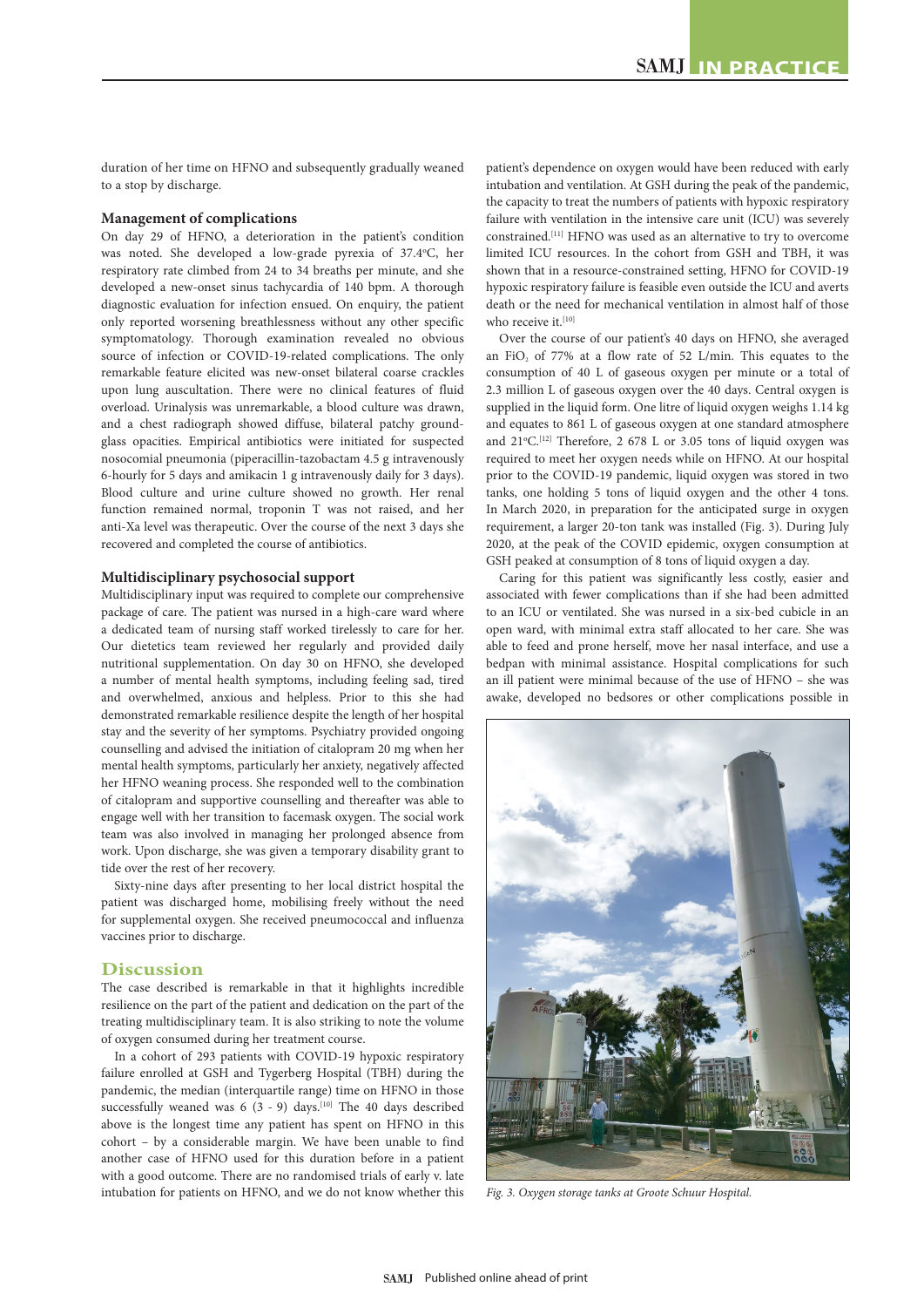duration of her time on HFNO and subsequently gradually weaned to a stop by discharge.

### Management of complications

On day 29 of HFNO, a deterioration in the patient's condition was noted. She developed a low-grade pyrexia of 37.4°C, her respiratory rate climbed from 24 to 34 breaths per minute, and she developed a new-onset sinus tachycardia of 140 bpm. A thorough diagnostic evaluation for infection ensued. On enquiry, the patient only reported worsening breathlessness without any other specific symptomatology. Thorough examination revealed no obvious source of infection or COVID-19-related complications. The only remarkable feature elicited was new-onset bilateral coarse crackles upon lung auscultation. There were no clinical features of fluid overload. Urinalysis was unremarkable, a blood culture was drawn, and a chest radiograph showed diffuse, bilateral patchy ground-glass opacities. Empirical antibiotics were initiated for suspected nosocomial pneumonia (piperacillin-tazobactam 4.5 g intravenously 6-hourly for 5 days and amikacin 1 g intravenously daily for 3 days). Blood culture and urine culture showed no growth. Her renal function remained normal, troponin T was not raised, and her anti-Xa level was therapeutic. Over the course of the next 3 days she recovered and completed the course of antibiotics.

### Multidisciplinary psychosocial support

Multidisciplinary input was required to complete our comprehensive package of care. The patient was nursed in a high-care ward where a dedicated team of nursing staff worked tirelessly to care for her. Our dietetics team reviewed her regularly and provided daily nutritional supplementation. On day 30 on HFNO, she developed a number of mental health symptoms, including feeling sad, tired and overwhelmed, anxious and helpless. Prior to this she had demonstrated remarkable resilience despite the length of her hospital stay and the severity of her symptoms. Psychiatry provided ongoing counselling and advised the initiation of citalopram 20 mg when her mental health symptoms, particularly her anxiety, negatively affected her HFNO weaning process. She responded well to the combination of citalopram and supportive counselling and thereafter was able to engage well with her transition to facemask oxygen. The social work team was also involved in managing her prolonged absence from work. Upon discharge, she was given a temporary disability grant to tide over the rest of her recovery.

Sixty-nine days after presenting to her local district hospital the patient was discharged home, mobilising freely without the need for supplemental oxygen. She received pneumococcal and influenza vaccines prior to discharge.

## Discussion

The case described is remarkable in that it highlights incredible resilience on the part of the patient and dedication on the part of the treating multidisciplinary team. It is also striking to note the volume of oxygen consumed during her treatment course.

In a cohort of 293 patients with COVID-19 hypoxic respiratory failure enrolled at GSH and Tygerberg Hospital (TBH) during the pandemic, the median (interquartile range) time on HFNO in those successfully weaned was 6 (3 - 9) days.[10] The 40 days described above is the longest time any patient has spent on HFNO in this cohort – by a considerable margin. We have been unable to find another case of HFNO used for this duration before in a patient with a good outcome. There are no randomised trials of early v. late intubation for patients on HFNO, and we do not know whether this patient's dependence on oxygen would have been reduced with early intubation and ventilation. At GSH during the peak of the pandemic, the capacity to treat the numbers of patients with hypoxic respiratory failure with ventilation in the intensive care unit (ICU) was severely constrained.[11] HFNO was used as an alternative to try to overcome limited ICU resources. In the cohort from GSH and TBH, it was shown that in a resource-constrained setting, HFNO for COVID-19 hypoxic respiratory failure is feasible even outside the ICU and averts death or the need for mechanical ventilation in almost half of those who receive it.[10]

Over the course of our patient's 40 days on HFNO, she averaged an $FiO_2$ of 77% at a flow rate of 52 L/min. This equates to the consumption of 40 L of gaseous oxygen per minute or a total of 2.3 million L of gaseous oxygen over the 40 days. Central oxygen is supplied in the liquid form. One litre of liquid oxygen weighs 1.14 kg and equates to 861 L of gaseous oxygen at one standard atmosphere and 21°C.[12] Therefore, 2 678 L or 3.05 tons of liquid oxygen was required to meet her oxygen needs while on HFNO. At our hospital prior to the COVID-19 pandemic, liquid oxygen was stored in two tanks, one holding 5 tons of liquid oxygen and the other 4 tons. In March 2020, in preparation for the anticipated surge in oxygen requirement, a larger 20-ton tank was installed (Fig. 3). During July 2020, at the peak of the COVID epidemic, oxygen consumption at GSH peaked at consumption of 8 tons of liquid oxygen a day.

Caring for this patient was significantly less costly, easier and associated with fewer complications than if she had been admitted to an ICU or ventilated. She was nursed in a six-bed cubicle in an open ward, with minimal extra staff allocated to her care. She was able to feed and prone herself, move her nasal interface, and use a bedpan with minimal assistance. Hospital complications for such an ill patient were minimal because of the use of HFNO – she was awake, developed no bedsores or other complications possible in

*Fig. 3. Oxygen storage tanks at Groote Schuur Hospital.*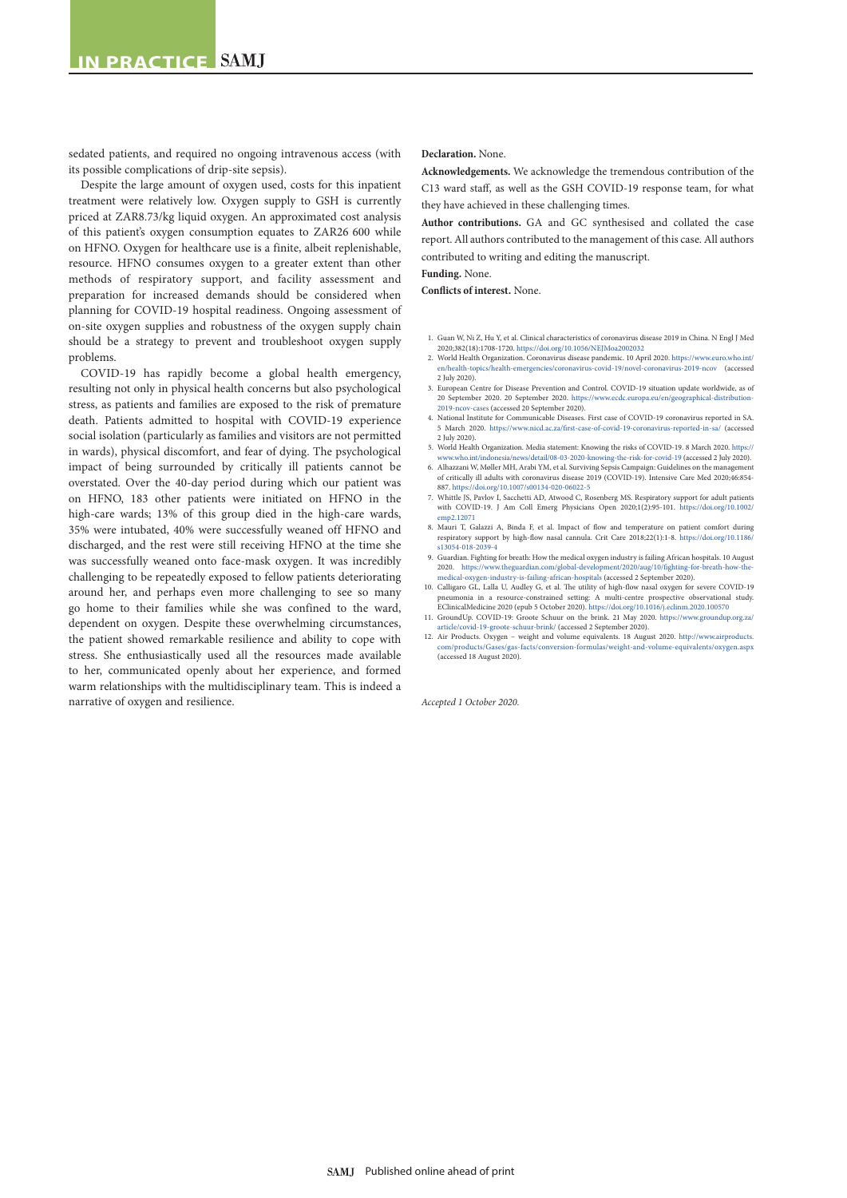sedated patients, and required no ongoing intravenous access (with its possible complications of drip-site sepsis).

Despite the large amount of oxygen used, costs for this inpatient treatment were relatively low. Oxygen supply to GSH is currently priced at ZAR8.73/kg liquid oxygen. An approximated cost analysis of this patient's oxygen consumption equates to ZAR26 600 while on HFNO. Oxygen for healthcare use is a finite, albeit replenishable, resource. HFNO consumes oxygen to a greater extent than other methods of respiratory support, and facility assessment and preparation for increased demands should be considered when planning for COVID-19 hospital readiness. Ongoing assessment of on-site oxygen supplies and robustness of the oxygen supply chain should be a strategy to prevent and troubleshoot oxygen supply problems.

COVID-19 has rapidly become a global health emergency, resulting not only in physical health concerns but also psychological stress, as patients and families are exposed to the risk of premature death. Patients admitted to hospital with COVID-19 experience social isolation (particularly as families and visitors are not permitted in wards), physical discomfort, and fear of dying. The psychological impact of being surrounded by critically ill patients cannot be overstated. Over the 40-day period during which our patient was on HFNO, 183 other patients were initiated on HFNO in the high-care wards; 13% of this group died in the high-care wards, 35% were intubated, 40% were successfully weaned off HFNO and discharged, and the rest were still receiving HFNO at the time she was successfully weaned onto face-mask oxygen. It was incredibly challenging to be repeatedly exposed to fellow patients deteriorating around her, and perhaps even more challenging to see so many go home to their families while she was confined to the ward, dependent on oxygen. Despite these overwhelming circumstances, the patient showed remarkable resilience and ability to cope with stress. She enthusiastically used all the resources made available to her, communicated openly about her experience, and formed warm relationships with the multidisciplinary team. This is indeed a narrative of oxygen and resilience.

**Declaration.** None.

**Acknowledgements.** We acknowledge the tremendous contribution of the C13 ward staff, as well as the GSH COVID-19 response team, for what they have achieved in these challenging times.

**Author contributions.** GA and GC synthesised and collated the case report. All authors contributed to the management of this case. All authors contributed to writing and editing the manuscript.

**Funding.** None.

**Conflicts of interest.** None.

1. Guan W, Ni Z, Hu Y, et al. Clinical characteristics of coronavirus disease 2019 in China. N Engl J Med 2020;382(18):1708-1720. https://doi.org/10.1056/NEJMoa2002032
2. World Health Organization. Coronavirus disease pandemic. 10 April 2020. https://www.euro.who.int/en/health-topics/health-emergencies/coronavirus-covid-19/novel-coronavirus-2019-ncov (accessed 2 July 2020).
3. European Centre for Disease Prevention and Control. COVID-19 situation update worldwide, as of 20 September 2020. 20 September 2020. https://www.ecdc.europa.eu/en/geographical-distribution-2019-ncov-cases (accessed 20 September 2020).
4. National Institute for Communicable Diseases. First case of COVID-19 coronavirus reported in SA. 5 March 2020. https://www.nicd.ac.za/first-case-of-covid-19-coronavirus-reported-in-sa/ (accessed 2 July 2020).
5. World Health Organization. Media statement: Knowing the risks of COVID-19. 8 March 2020. https://www.who.int/indonesia/news/detail/08-03-2020-knowing-the-risk-for-covid-19 (accessed 2 July 2020).
6. Alhazzani W, Møller MH, Arabi YM, et al. Surviving Sepsis Campaign: Guidelines on the management of critically ill adults with coronavirus disease 2019 (COVID-19). Intensive Care Med 2020;46:854-887. https://doi.org/10.1007/s00134-020-06022-5
7. Whittle JS, Pavlov I, Sacchetti AD, Atwood C, Rosenberg MS. Respiratory support for adult patients with COVID-19. J Am Coll Emerg Physicians Open 2020;1(2):95-101. https://doi.org/10.1002/emp2.12071
8. Mauri T, Galazzi A, Binda F, et al. Impact of flow and temperature on patient comfort during respiratory support by high-flow nasal cannula. Crit Care 2018;22(1):1-8. https://doi.org/10.1186/s13054-018-2039-4
9. Guardian. Fighting for breath: How the medical oxygen industry is failing African hospitals. 10 August 2020. https://www.theguardian.com/global-development/2020/aug/10/fighting-for-breath-how-the-medical-oxygen-industry-is-failing-african-hospitals (accessed 2 September 2020).
10. Calligaro GL, Lalla U, Audley G, et al. The utility of high-flow nasal oxygen for severe COVID-19 pneumonia in a resource-constrained setting: A multi-centre prospective observational study. EClinicalMedicine 2020 (epub 5 October 2020). https://doi.org/10.1016/j.eclinm.2020.100570
11. GroundUp. COVID-19: Groote Schuur on the brink. 21 May 2020. https://www.groundup.org.za/article/covid-19-groote-schuur-brink/ (accessed 2 September 2020).
12. Air Products. Oxygen – weight and volume equivalents. 18 August 2020. http://www.airproducts.com/products/Gases/gas-facts/conversion-formulas/weight-and-volume-equivalents/oxygen.aspx (accessed 18 August 2020).

*Accepted 1 October 2020.*